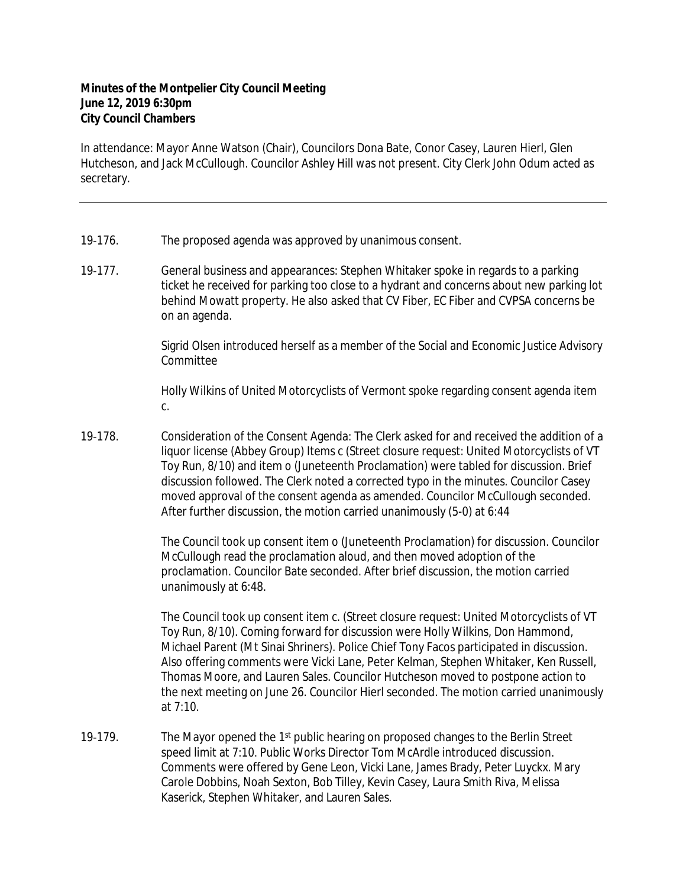**Minutes of the Montpelier City Council Meeting**
**June 12, 2019 6:30pm**
**City Council Chambers**

In attendance: Mayor Anne Watson (Chair), Councilors Dona Bate, Conor Casey, Lauren Hierl, Glen Hutcheson, and Jack McCullough. Councilor Ashley Hill was not present. City Clerk John Odum acted as secretary.

---

19-176. The proposed agenda was approved by unanimous consent.

19-177. General business and appearances: Stephen Whitaker spoke in regards to a parking ticket he received for parking too close to a hydrant and concerns about new parking lot behind Mowatt property. He also asked that CV Fiber, EC Fiber and CVPSA concerns be on an agenda.

Sigrid Olsen introduced herself as a member of the Social and Economic Justice Advisory Committee

Holly Wilkins of United Motorcyclists of Vermont spoke regarding consent agenda item c.

19-178. Consideration of the Consent Agenda: The Clerk asked for and received the addition of a liquor license (Abbey Group) Items c (Street closure request: United Motorcyclists of VT Toy Run, 8/10) and item o (Juneteenth Proclamation) were tabled for discussion. Brief discussion followed. The Clerk noted a corrected typo in the minutes. Councilor Casey moved approval of the consent agenda as amended. Councilor McCullough seconded. After further discussion, the motion carried unanimously (5-0) at 6:44

The Council took up consent item o (Juneteenth Proclamation) for discussion. Councilor McCullough read the proclamation aloud, and then moved adoption of the proclamation. Councilor Bate seconded. After brief discussion, the motion carried unanimously at 6:48.

The Council took up consent item c. (Street closure request: United Motorcyclists of VT Toy Run, 8/10). Coming forward for discussion were Holly Wilkins, Don Hammond, Michael Parent (Mt Sinai Shriners). Police Chief Tony Facos participated in discussion. Also offering comments were Vicki Lane, Peter Kelman, Stephen Whitaker, Ken Russell, Thomas Moore, and Lauren Sales. Councilor Hutcheson moved to postpone action to the next meeting on June 26. Councilor Hierl seconded. The motion carried unanimously at 7:10.

19-179. The Mayor opened the 1st public hearing on proposed changes to the Berlin Street speed limit at 7:10. Public Works Director Tom McArdle introduced discussion. Comments were offered by Gene Leon, Vicki Lane, James Brady, Peter Luyckx. Mary Carole Dobbins, Noah Sexton, Bob Tilley, Kevin Casey, Laura Smith Riva, Melissa Kaserick, Stephen Whitaker, and Lauren Sales.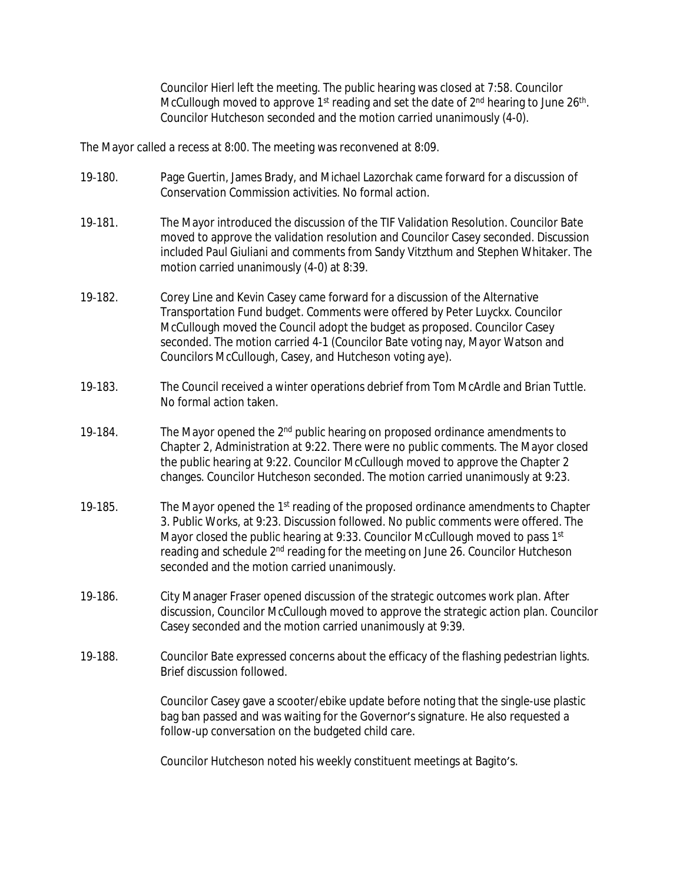Councilor Hierl left the meeting. The public hearing was closed at 7:58. Councilor McCullough moved to approve 1st reading and set the date of 2nd hearing to June 26th. Councilor Hutcheson seconded and the motion carried unanimously (4-0).

The Mayor called a recess at 8:00. The meeting was reconvened at 8:09.

19-180. Page Guertin, James Brady, and Michael Lazorchak came forward for a discussion of Conservation Commission activities. No formal action.

19-181. The Mayor introduced the discussion of the TIF Validation Resolution. Councilor Bate moved to approve the validation resolution and Councilor Casey seconded. Discussion included Paul Giuliani and comments from Sandy Vitzthum and Stephen Whitaker. The motion carried unanimously (4-0) at 8:39.

19-182. Corey Line and Kevin Casey came forward for a discussion of the Alternative Transportation Fund budget. Comments were offered by Peter Luyckx. Councilor McCullough moved the Council adopt the budget as proposed. Councilor Casey seconded. The motion carried 4-1 (Councilor Bate voting nay, Mayor Watson and Councilors McCullough, Casey, and Hutcheson voting aye).

19-183. The Council received a winter operations debrief from Tom McArdle and Brian Tuttle. No formal action taken.

19-184. The Mayor opened the 2nd public hearing on proposed ordinance amendments to Chapter 2, Administration at 9:22. There were no public comments. The Mayor closed the public hearing at 9:22. Councilor McCullough moved to approve the Chapter 2 changes. Councilor Hutcheson seconded. The motion carried unanimously at 9:23.

19-185. The Mayor opened the 1st reading of the proposed ordinance amendments to Chapter 3. Public Works, at 9:23. Discussion followed. No public comments were offered. The Mayor closed the public hearing at 9:33. Councilor McCullough moved to pass 1st reading and schedule 2nd reading for the meeting on June 26. Councilor Hutcheson seconded and the motion carried unanimously.

19-186. City Manager Fraser opened discussion of the strategic outcomes work plan. After discussion, Councilor McCullough moved to approve the strategic action plan. Councilor Casey seconded and the motion carried unanimously at 9:39.

19-188. Councilor Bate expressed concerns about the efficacy of the flashing pedestrian lights. Brief discussion followed.

Councilor Casey gave a scooter/ebike update before noting that the single-use plastic bag ban passed and was waiting for the Governor's signature. He also requested a follow-up conversation on the budgeted child care.

Councilor Hutcheson noted his weekly constituent meetings at Bagito's.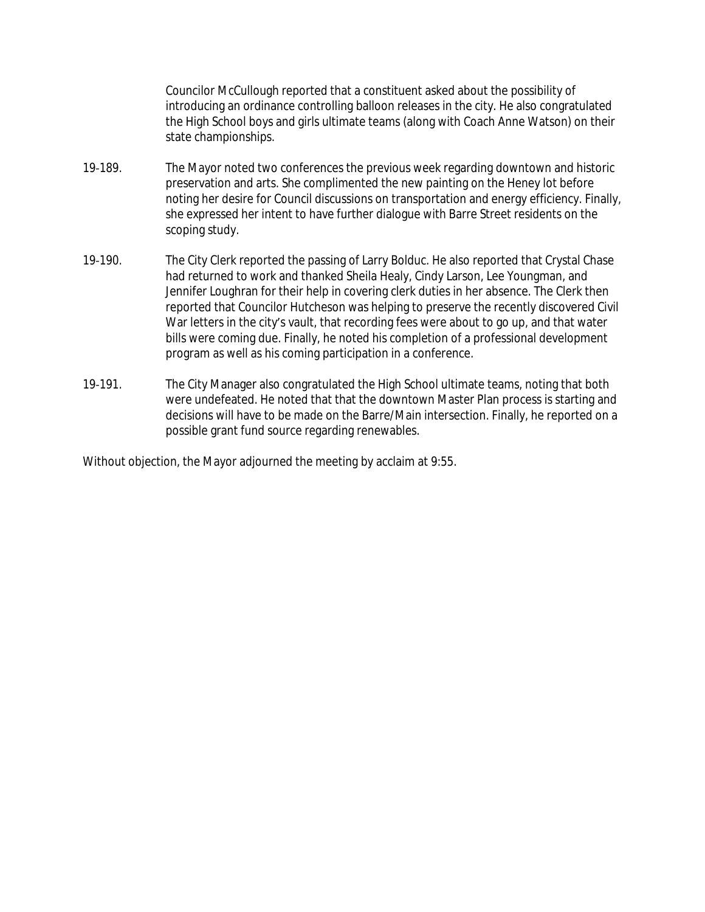Councilor McCullough reported that a constituent asked about the possibility of introducing an ordinance controlling balloon releases in the city. He also congratulated the High School boys and girls ultimate teams (along with Coach Anne Watson) on their state championships.

19-189. The Mayor noted two conferences the previous week regarding downtown and historic preservation and arts. She complimented the new painting on the Heney lot before noting her desire for Council discussions on transportation and energy efficiency. Finally, she expressed her intent to have further dialogue with Barre Street residents on the scoping study.

19-190. The City Clerk reported the passing of Larry Bolduc. He also reported that Crystal Chase had returned to work and thanked Sheila Healy, Cindy Larson, Lee Youngman, and Jennifer Loughran for their help in covering clerk duties in her absence. The Clerk then reported that Councilor Hutcheson was helping to preserve the recently discovered Civil War letters in the city's vault, that recording fees were about to go up, and that water bills were coming due. Finally, he noted his completion of a professional development program as well as his coming participation in a conference.

19-191. The City Manager also congratulated the High School ultimate teams, noting that both were undefeated. He noted that that the downtown Master Plan process is starting and decisions will have to be made on the Barre/Main intersection. Finally, he reported on a possible grant fund source regarding renewables.

Without objection, the Mayor adjourned the meeting by acclaim at 9:55.